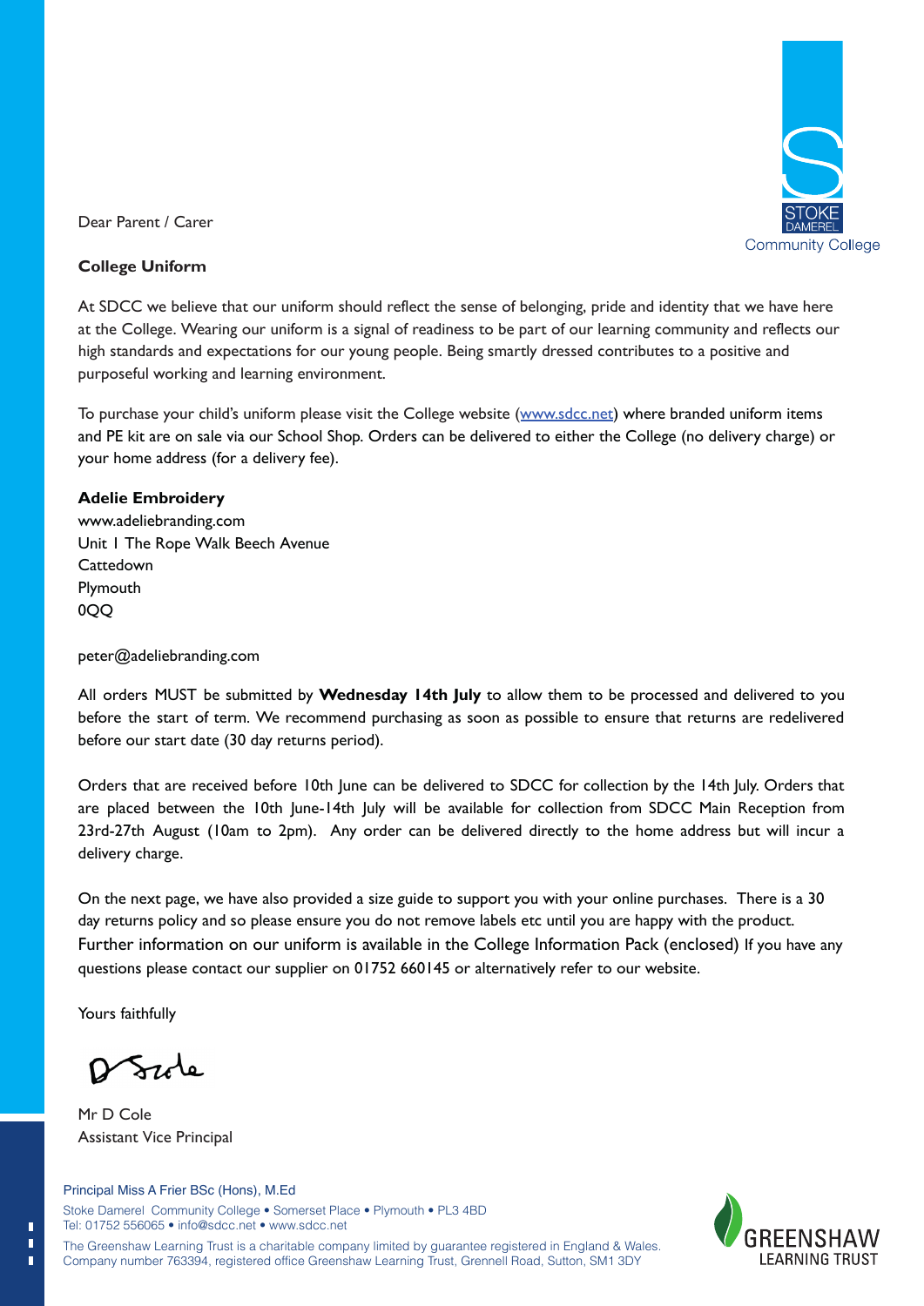Dear Parent / Carer

**College Uniform**

At SDCC we believe that our uniform should reflect the sense of belonging, pride and identity that we have here at the College. Wearing our uniform is a signal of readiness to be part of our learning community and reflects our high standards and expectations for our young people. Being smartly dressed contributes to a positive and purposeful working and learning environment.

To purchase your child's uniform please visit the College website (www.sdcc.net) where branded uniform items and PE kit are on sale via our School Shop. Orders can be delivered to either the College (no delivery charge) or your home address (for a delivery fee).

**Adelie Embroidery**
www.adeliebranding.com
Unit 1 The Rope Walk Beech Avenue
Cattedown
Plymouth
0QQ

peter@adeliebranding.com

All orders MUST be submitted by **Wednesday 14th July** to allow them to be processed and delivered to you before the start of term. We recommend purchasing as soon as possible to ensure that returns are redelivered before our start date (30 day returns period).

Orders that are received before 10th June can be delivered to SDCC for collection by the 14th July. Orders that are placed between the 10th June-14th July will be available for collection from SDCC Main Reception from 23rd-27th August (10am to 2pm). Any order can be delivered directly to the home address but will incur a delivery charge.

On the next page, we have also provided a size guide to support you with your online purchases. There is a 30 day returns policy and so please ensure you do not remove labels etc until you are happy with the product. Further information on our uniform is available in the College Information Pack (enclosed) If you have any questions please contact our supplier on 01752 660145 or alternatively refer to our website.

Yours faithfully

Mr D Cole
Assistant Vice Principal

Principal Miss A Frier BSc (Hons), M.Ed

Stoke Damerel Community College • Somerset Place • Plymouth • PL3 4BD
Tel: 01752 556065 • info@sdcc.net • www.sdcc.net

The Greenshaw Learning Trust is a charitable company limited by guarantee registered in England & Wales. Company number 763394, registered office Greenshaw Learning Trust, Grennell Road, Sutton, SM1 3DY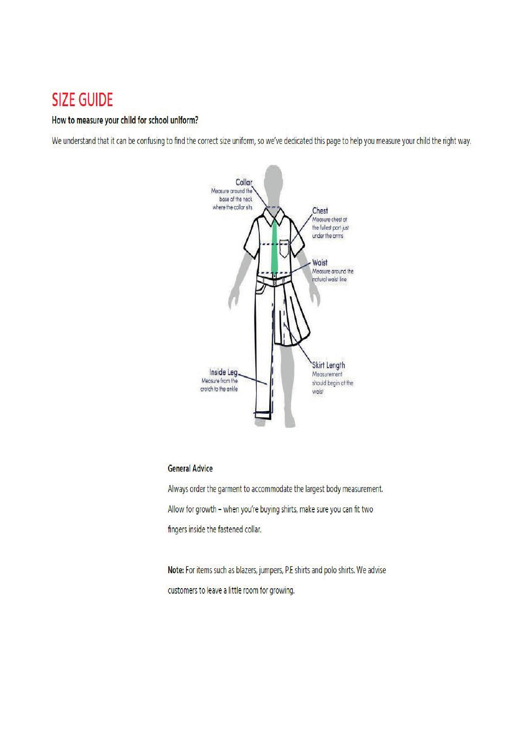# SIZE GUIDE

### How to measure your child for school uniform?

We understand that it can be confusing to find the correct size uniform, so we've dedicated this page to help you measure your child the right way.

Collar
Measure around the base of the neck where the collar sits

Chest
Measure chest at the fullest part just under the arms

Waist
Measure around the natural waist line

Inside Leg
Measure from the crotch to the ankle

Skirt Length
Measurement should begin at the waist

**General Advice**

Always order the garment to accommodate the largest body measurement.

Allow for growth – when you're buying shirts, make sure you can fit two fingers inside the fastened collar.

**Note:** For items such as blazers, jumpers, P.E shirts and polo shirts. We advise customers to leave a little room for growing.